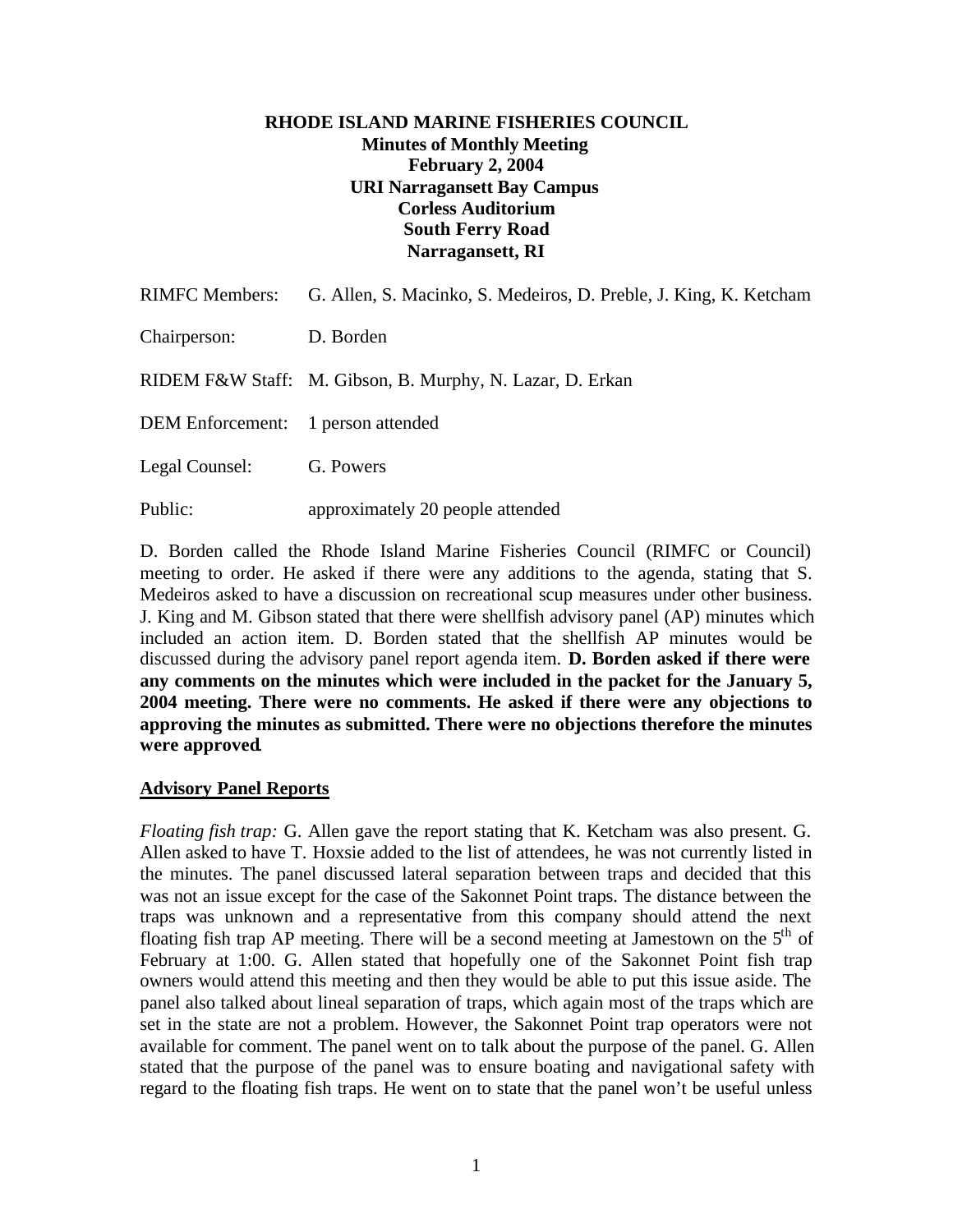**RHODE ISLAND MARINE FISHERIES COUNCIL**
**Minutes of Monthly Meeting**
**February 2, 2004**
**URI Narragansett Bay Campus**
**Corless Auditorium**
**South Ferry Road**
**Narragansett, RI**

RIMFC Members: G. Allen, S. Macinko, S. Medeiros, D. Preble, J. King, K. Ketcham

Chairperson: D. Borden

RIDEM F&W Staff: M. Gibson, B. Murphy, N. Lazar, D. Erkan

DEM Enforcement: 1 person attended

Legal Counsel: G. Powers

Public: approximately 20 people attended

D. Borden called the Rhode Island Marine Fisheries Council (RIMFC or Council) meeting to order. He asked if there were any additions to the agenda, stating that S. Medeiros asked to have a discussion on recreational scup measures under other business. J. King and M. Gibson stated that there were shellfish advisory panel (AP) minutes which included an action item. D. Borden stated that the shellfish AP minutes would be discussed during the advisory panel report agenda item. **D. Borden asked if there were any comments on the minutes which were included in the packet for the January 5, 2004 meeting. There were no comments. He asked if there were any objections to approving the minutes as submitted. There were no objections therefore the minutes were approved.**

## Advisory Panel Reports

*Floating fish trap:* G. Allen gave the report stating that K. Ketcham was also present. G. Allen asked to have T. Hoxsie added to the list of attendees, he was not currently listed in the minutes. The panel discussed lateral separation between traps and decided that this was not an issue except for the case of the Sakonnet Point traps. The distance between the traps was unknown and a representative from this company should attend the next floating fish trap AP meeting. There will be a second meeting at Jamestown on the 5th of February at 1:00. G. Allen stated that hopefully one of the Sakonnet Point fish trap owners would attend this meeting and then they would be able to put this issue aside. The panel also talked about lineal separation of traps, which again most of the traps which are set in the state are not a problem. However, the Sakonnet Point trap operators were not available for comment. The panel went on to talk about the purpose of the panel. G. Allen stated that the purpose of the panel was to ensure boating and navigational safety with regard to the floating fish traps. He went on to state that the panel won't be useful unless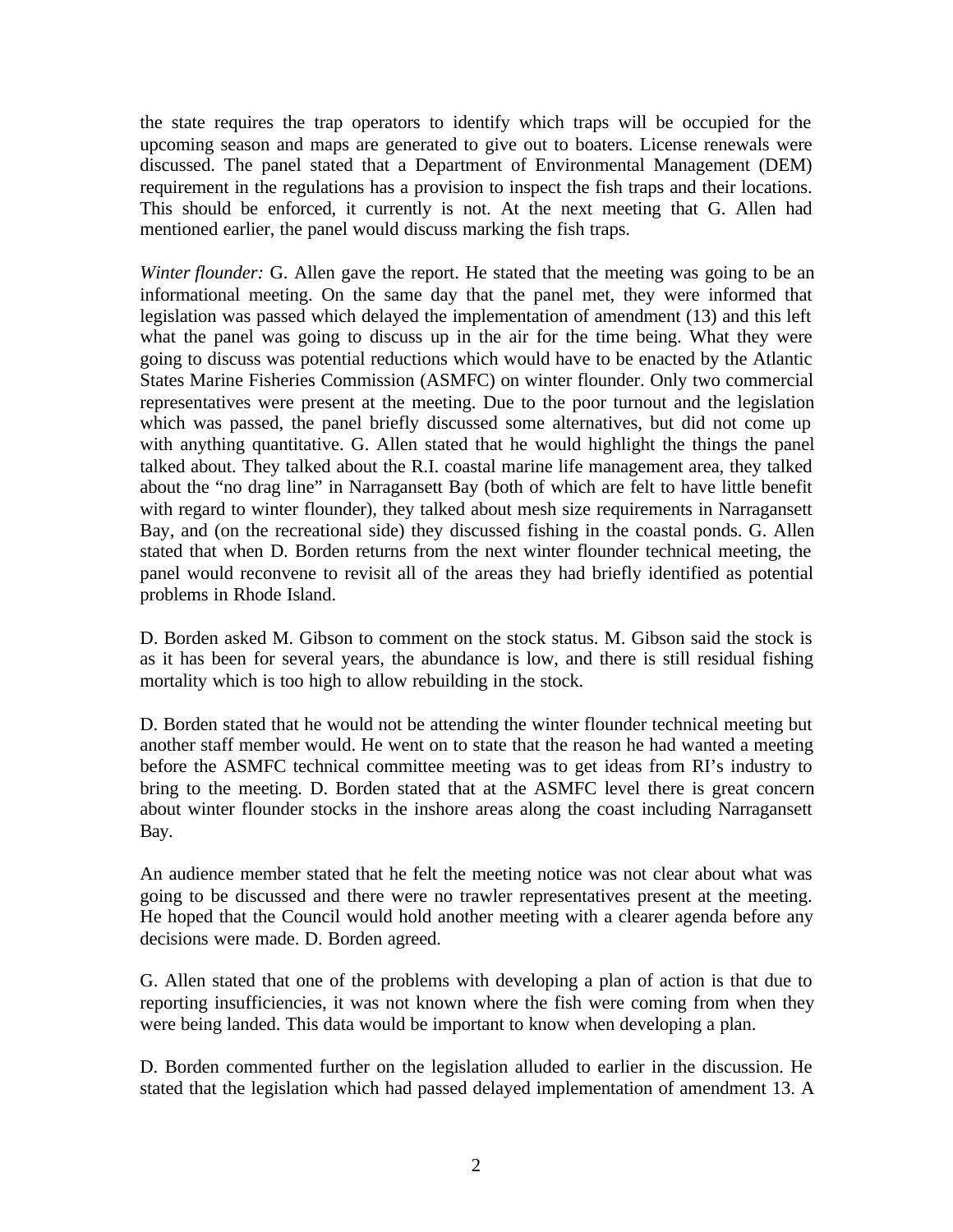the state requires the trap operators to identify which traps will be occupied for the upcoming season and maps are generated to give out to boaters. License renewals were discussed. The panel stated that a Department of Environmental Management (DEM) requirement in the regulations has a provision to inspect the fish traps and their locations. This should be enforced, it currently is not. At the next meeting that G. Allen had mentioned earlier, the panel would discuss marking the fish traps.

*Winter flounder:* G. Allen gave the report. He stated that the meeting was going to be an informational meeting. On the same day that the panel met, they were informed that legislation was passed which delayed the implementation of amendment (13) and this left what the panel was going to discuss up in the air for the time being. What they were going to discuss was potential reductions which would have to be enacted by the Atlantic States Marine Fisheries Commission (ASMFC) on winter flounder. Only two commercial representatives were present at the meeting. Due to the poor turnout and the legislation which was passed, the panel briefly discussed some alternatives, but did not come up with anything quantitative. G. Allen stated that he would highlight the things the panel talked about. They talked about the R.I. coastal marine life management area, they talked about the "no drag line" in Narragansett Bay (both of which are felt to have little benefit with regard to winter flounder), they talked about mesh size requirements in Narragansett Bay, and (on the recreational side) they discussed fishing in the coastal ponds. G. Allen stated that when D. Borden returns from the next winter flounder technical meeting, the panel would reconvene to revisit all of the areas they had briefly identified as potential problems in Rhode Island.

D. Borden asked M. Gibson to comment on the stock status. M. Gibson said the stock is as it has been for several years, the abundance is low, and there is still residual fishing mortality which is too high to allow rebuilding in the stock.

D. Borden stated that he would not be attending the winter flounder technical meeting but another staff member would. He went on to state that the reason he had wanted a meeting before the ASMFC technical committee meeting was to get ideas from RI's industry to bring to the meeting. D. Borden stated that at the ASMFC level there is great concern about winter flounder stocks in the inshore areas along the coast including Narragansett Bay.

An audience member stated that he felt the meeting notice was not clear about what was going to be discussed and there were no trawler representatives present at the meeting. He hoped that the Council would hold another meeting with a clearer agenda before any decisions were made. D. Borden agreed.

G. Allen stated that one of the problems with developing a plan of action is that due to reporting insufficiencies, it was not known where the fish were coming from when they were being landed. This data would be important to know when developing a plan.

D. Borden commented further on the legislation alluded to earlier in the discussion. He stated that the legislation which had passed delayed implementation of amendment 13. A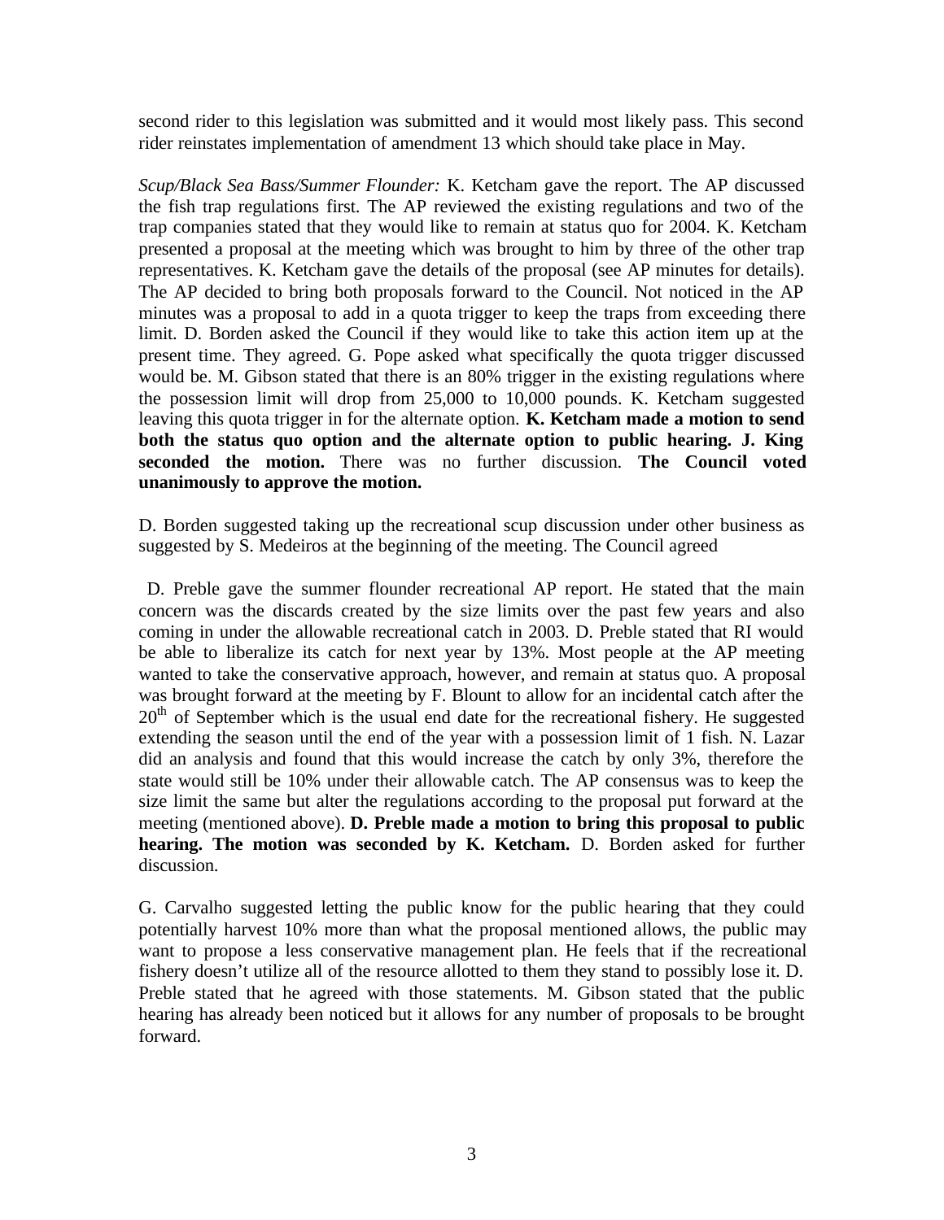second rider to this legislation was submitted and it would most likely pass. This second rider reinstates implementation of amendment 13 which should take place in May.

*Scup/Black Sea Bass/Summer Flounder:* K. Ketcham gave the report. The AP discussed the fish trap regulations first. The AP reviewed the existing regulations and two of the trap companies stated that they would like to remain at status quo for 2004. K. Ketcham presented a proposal at the meeting which was brought to him by three of the other trap representatives. K. Ketcham gave the details of the proposal (see AP minutes for details). The AP decided to bring both proposals forward to the Council. Not noticed in the AP minutes was a proposal to add in a quota trigger to keep the traps from exceeding there limit. D. Borden asked the Council if they would like to take this action item up at the present time. They agreed. G. Pope asked what specifically the quota trigger discussed would be. M. Gibson stated that there is an 80% trigger in the existing regulations where the possession limit will drop from 25,000 to 10,000 pounds. K. Ketcham suggested leaving this quota trigger in for the alternate option. **K. Ketcham made a motion to send both the status quo option and the alternate option to public hearing. J. King seconded the motion.** There was no further discussion. **The Council voted unanimously to approve the motion.**

D. Borden suggested taking up the recreational scup discussion under other business as suggested by S. Medeiros at the beginning of the meeting. The Council agreed

D. Preble gave the summer flounder recreational AP report. He stated that the main concern was the discards created by the size limits over the past few years and also coming in under the allowable recreational catch in 2003. D. Preble stated that RI would be able to liberalize its catch for next year by 13%. Most people at the AP meeting wanted to take the conservative approach, however, and remain at status quo. A proposal was brought forward at the meeting by F. Blount to allow for an incidental catch after the 20th of September which is the usual end date for the recreational fishery. He suggested extending the season until the end of the year with a possession limit of 1 fish. N. Lazar did an analysis and found that this would increase the catch by only 3%, therefore the state would still be 10% under their allowable catch. The AP consensus was to keep the size limit the same but alter the regulations according to the proposal put forward at the meeting (mentioned above). **D. Preble made a motion to bring this proposal to public hearing. The motion was seconded by K. Ketcham.** D. Borden asked for further discussion.

G. Carvalho suggested letting the public know for the public hearing that they could potentially harvest 10% more than what the proposal mentioned allows, the public may want to propose a less conservative management plan. He feels that if the recreational fishery doesn't utilize all of the resource allotted to them they stand to possibly lose it. D. Preble stated that he agreed with those statements. M. Gibson stated that the public hearing has already been noticed but it allows for any number of proposals to be brought forward.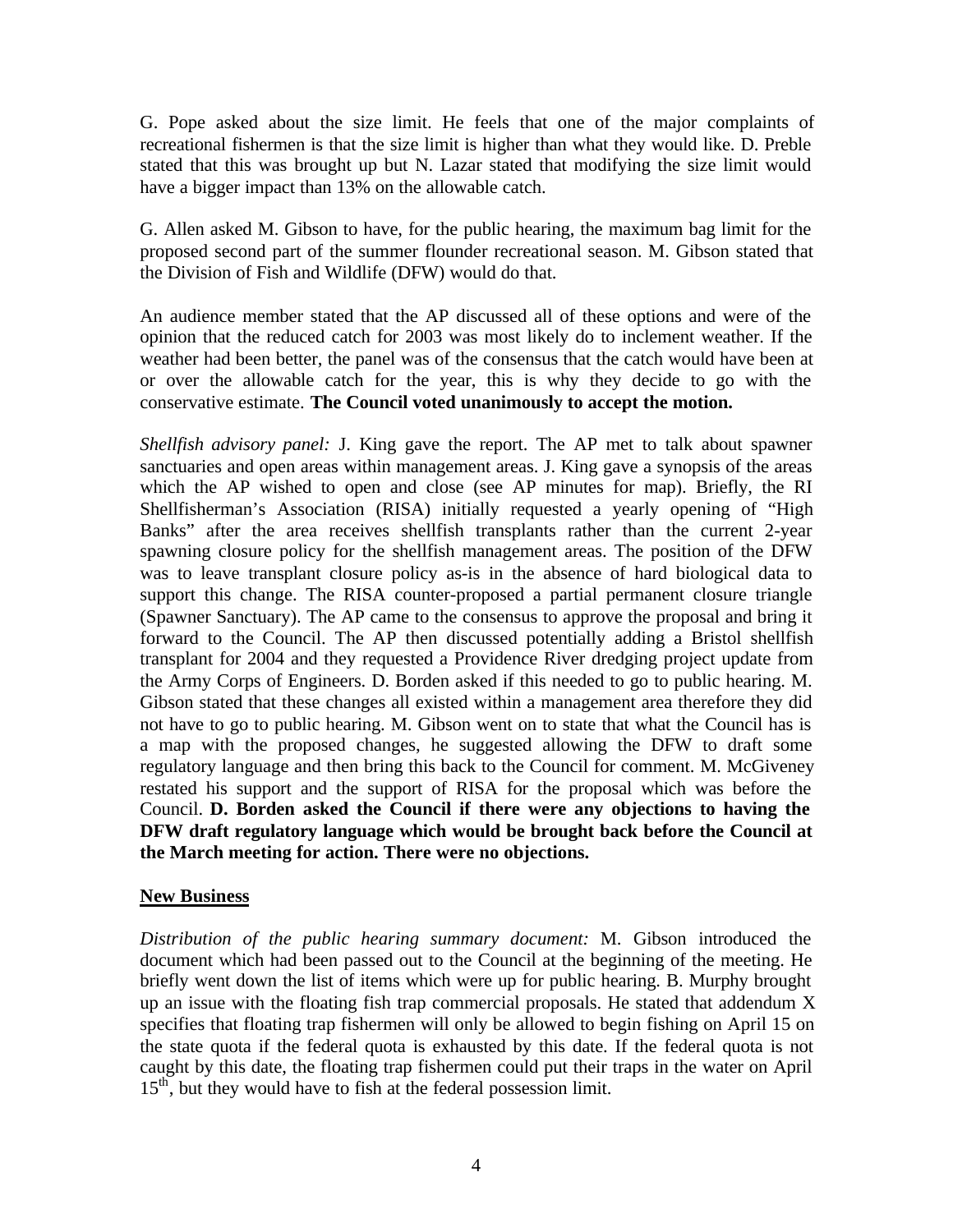G. Pope asked about the size limit. He feels that one of the major complaints of recreational fishermen is that the size limit is higher than what they would like. D. Preble stated that this was brought up but N. Lazar stated that modifying the size limit would have a bigger impact than 13% on the allowable catch.

G. Allen asked M. Gibson to have, for the public hearing, the maximum bag limit for the proposed second part of the summer flounder recreational season. M. Gibson stated that the Division of Fish and Wildlife (DFW) would do that.

An audience member stated that the AP discussed all of these options and were of the opinion that the reduced catch for 2003 was most likely do to inclement weather. If the weather had been better, the panel was of the consensus that the catch would have been at or over the allowable catch for the year, this is why they decide to go with the conservative estimate. **The Council voted unanimously to accept the motion.**

*Shellfish advisory panel:* J. King gave the report. The AP met to talk about spawner sanctuaries and open areas within management areas. J. King gave a synopsis of the areas which the AP wished to open and close (see AP minutes for map). Briefly, the RI Shellfisherman's Association (RISA) initially requested a yearly opening of "High Banks" after the area receives shellfish transplants rather than the current 2-year spawning closure policy for the shellfish management areas. The position of the DFW was to leave transplant closure policy as-is in the absence of hard biological data to support this change. The RISA counter-proposed a partial permanent closure triangle (Spawner Sanctuary). The AP came to the consensus to approve the proposal and bring it forward to the Council. The AP then discussed potentially adding a Bristol shellfish transplant for 2004 and they requested a Providence River dredging project update from the Army Corps of Engineers. D. Borden asked if this needed to go to public hearing. M. Gibson stated that these changes all existed within a management area therefore they did not have to go to public hearing. M. Gibson went on to state that what the Council has is a map with the proposed changes, he suggested allowing the DFW to draft some regulatory language and then bring this back to the Council for comment. M. McGiveney restated his support and the support of RISA for the proposal which was before the Council. **D. Borden asked the Council if there were any objections to having the DFW draft regulatory language which would be brought back before the Council at the March meeting for action. There were no objections.**

## New Business

*Distribution of the public hearing summary document:* M. Gibson introduced the document which had been passed out to the Council at the beginning of the meeting. He briefly went down the list of items which were up for public hearing. B. Murphy brought up an issue with the floating fish trap commercial proposals. He stated that addendum X specifies that floating trap fishermen will only be allowed to begin fishing on April 15 on the state quota if the federal quota is exhausted by this date. If the federal quota is not caught by this date, the floating trap fishermen could put their traps in the water on April 15th, but they would have to fish at the federal possession limit.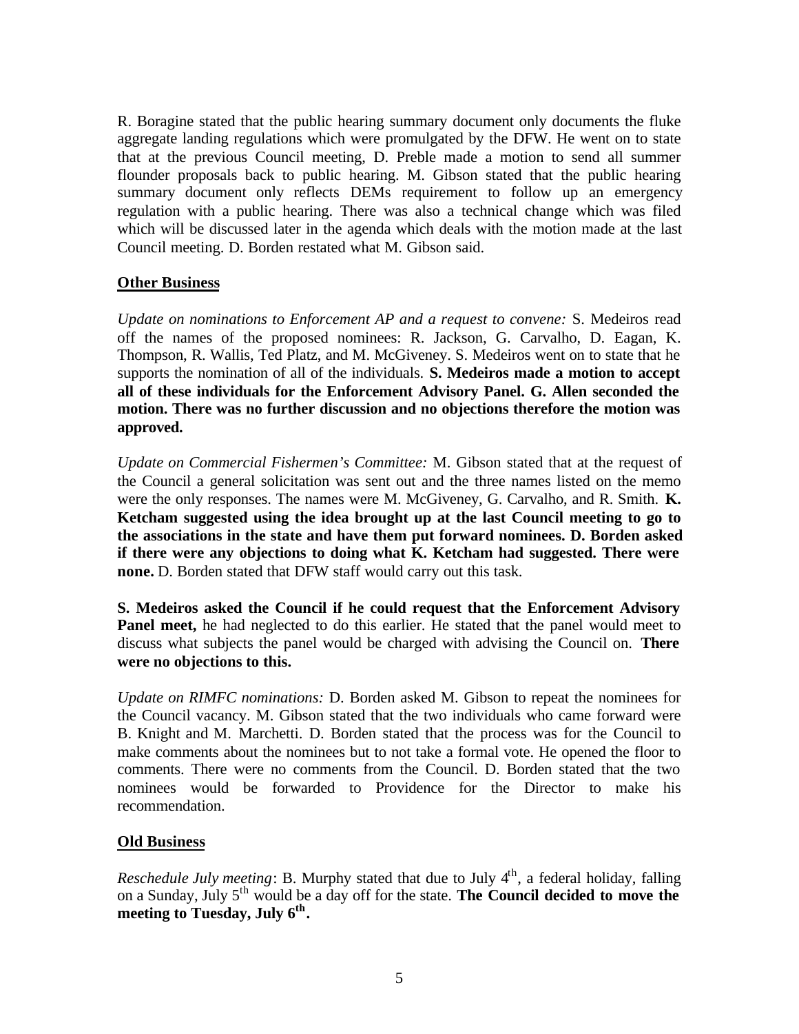R. Boragine stated that the public hearing summary document only documents the fluke aggregate landing regulations which were promulgated by the DFW. He went on to state that at the previous Council meeting, D. Preble made a motion to send all summer flounder proposals back to public hearing. M. Gibson stated that the public hearing summary document only reflects DEMs requirement to follow up an emergency regulation with a public hearing. There was also a technical change which was filed which will be discussed later in the agenda which deals with the motion made at the last Council meeting. D. Borden restated what M. Gibson said.

## Other Business

*Update on nominations to Enforcement AP and a request to convene:* S. Medeiros read off the names of the proposed nominees: R. Jackson, G. Carvalho, D. Eagan, K. Thompson, R. Wallis, Ted Platz, and M. McGiveney. S. Medeiros went on to state that he supports the nomination of all of the individuals. **S. Medeiros made a motion to accept all of these individuals for the Enforcement Advisory Panel. G. Allen seconded the motion. There was no further discussion and no objections therefore the motion was approved.**

*Update on Commercial Fishermen's Committee:* M. Gibson stated that at the request of the Council a general solicitation was sent out and the three names listed on the memo were the only responses. The names were M. McGiveney, G. Carvalho, and R. Smith. **K. Ketcham suggested using the idea brought up at the last Council meeting to go to the associations in the state and have them put forward nominees. D. Borden asked if there were any objections to doing what K. Ketcham had suggested. There were none.** D. Borden stated that DFW staff would carry out this task.

**S. Medeiros asked the Council if he could request that the Enforcement Advisory Panel meet,** he had neglected to do this earlier. He stated that the panel would meet to discuss what subjects the panel would be charged with advising the Council on. **There were no objections to this.**

*Update on RIMFC nominations:* D. Borden asked M. Gibson to repeat the nominees for the Council vacancy. M. Gibson stated that the two individuals who came forward were B. Knight and M. Marchetti. D. Borden stated that the process was for the Council to make comments about the nominees but to not take a formal vote. He opened the floor to comments. There were no comments from the Council. D. Borden stated that the two nominees would be forwarded to Providence for the Director to make his recommendation.

## Old Business

*Reschedule July meeting*: B. Murphy stated that due to July 4th, a federal holiday, falling on a Sunday, July 5th would be a day off for the state. **The Council decided to move the meeting to Tuesday, July 6th.**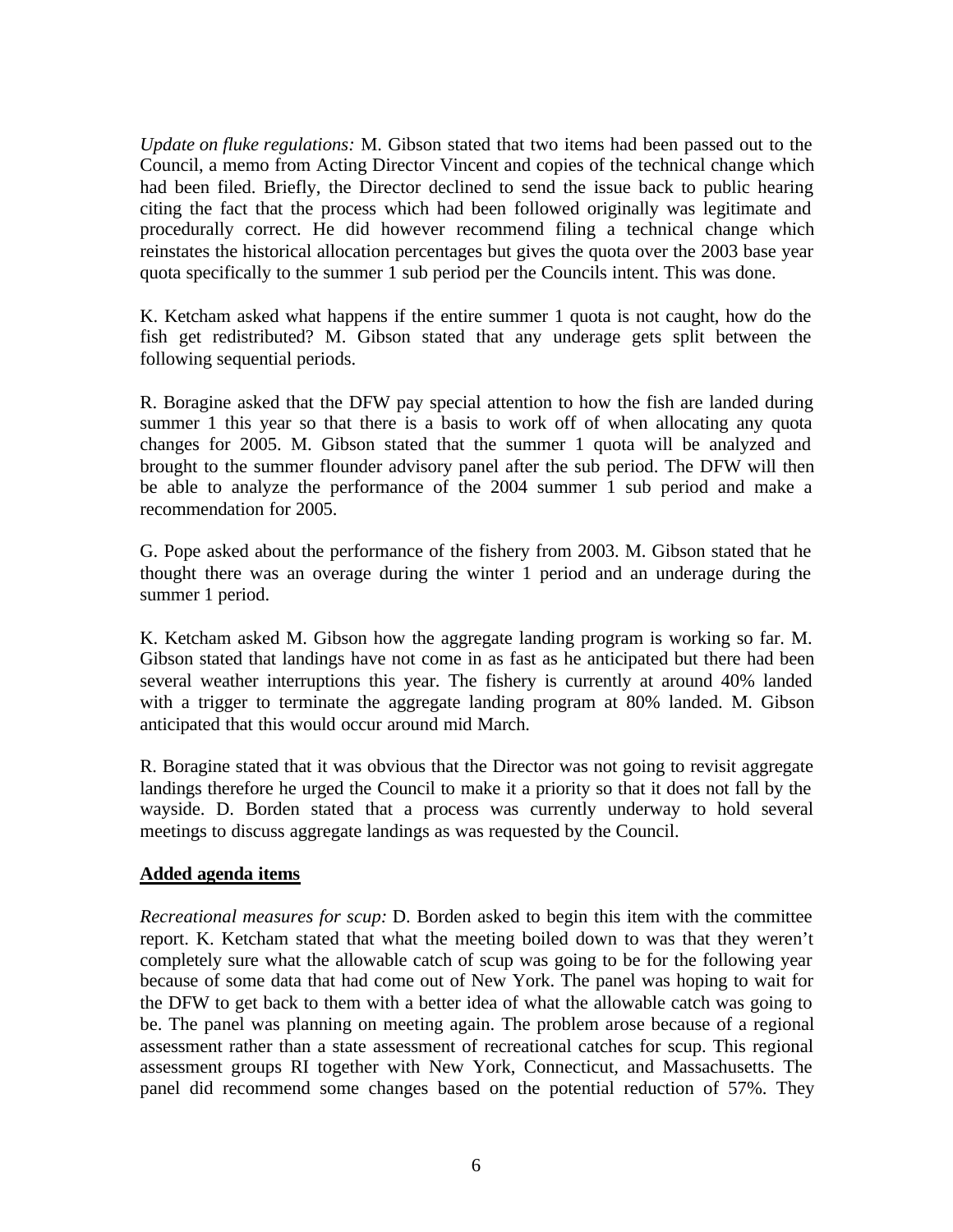*Update on fluke regulations:* M. Gibson stated that two items had been passed out to the Council, a memo from Acting Director Vincent and copies of the technical change which had been filed. Briefly, the Director declined to send the issue back to public hearing citing the fact that the process which had been followed originally was legitimate and procedurally correct. He did however recommend filing a technical change which reinstates the historical allocation percentages but gives the quota over the 2003 base year quota specifically to the summer 1 sub period per the Councils intent. This was done.

K. Ketcham asked what happens if the entire summer 1 quota is not caught, how do the fish get redistributed? M. Gibson stated that any underage gets split between the following sequential periods.

R. Boragine asked that the DFW pay special attention to how the fish are landed during summer 1 this year so that there is a basis to work off of when allocating any quota changes for 2005. M. Gibson stated that the summer 1 quota will be analyzed and brought to the summer flounder advisory panel after the sub period. The DFW will then be able to analyze the performance of the 2004 summer 1 sub period and make a recommendation for 2005.

G. Pope asked about the performance of the fishery from 2003. M. Gibson stated that he thought there was an overage during the winter 1 period and an underage during the summer 1 period.

K. Ketcham asked M. Gibson how the aggregate landing program is working so far. M. Gibson stated that landings have not come in as fast as he anticipated but there had been several weather interruptions this year. The fishery is currently at around 40% landed with a trigger to terminate the aggregate landing program at 80% landed. M. Gibson anticipated that this would occur around mid March.

R. Boragine stated that it was obvious that the Director was not going to revisit aggregate landings therefore he urged the Council to make it a priority so that it does not fall by the wayside. D. Borden stated that a process was currently underway to hold several meetings to discuss aggregate landings as was requested by the Council.

**Added agenda items**

*Recreational measures for scup:* D. Borden asked to begin this item with the committee report. K. Ketcham stated that what the meeting boiled down to was that they weren't completely sure what the allowable catch of scup was going to be for the following year because of some data that had come out of New York. The panel was hoping to wait for the DFW to get back to them with a better idea of what the allowable catch was going to be. The panel was planning on meeting again. The problem arose because of a regional assessment rather than a state assessment of recreational catches for scup. This regional assessment groups RI together with New York, Connecticut, and Massachusetts. The panel did recommend some changes based on the potential reduction of 57%. They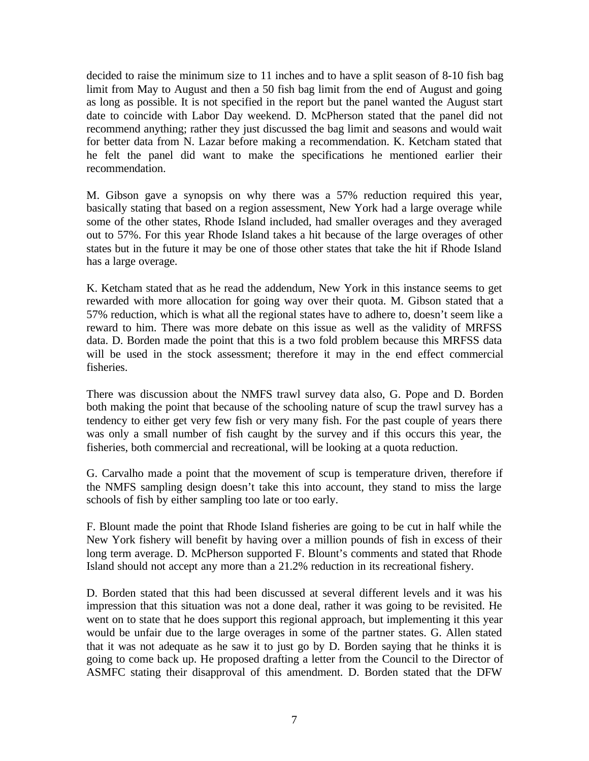decided to raise the minimum size to 11 inches and to have a split season of 8-10 fish bag limit from May to August and then a 50 fish bag limit from the end of August and going as long as possible. It is not specified in the report but the panel wanted the August start date to coincide with Labor Day weekend. D. McPherson stated that the panel did not recommend anything; rather they just discussed the bag limit and seasons and would wait for better data from N. Lazar before making a recommendation. K. Ketcham stated that he felt the panel did want to make the specifications he mentioned earlier their recommendation.

M. Gibson gave a synopsis on why there was a 57% reduction required this year, basically stating that based on a region assessment, New York had a large overage while some of the other states, Rhode Island included, had smaller overages and they averaged out to 57%. For this year Rhode Island takes a hit because of the large overages of other states but in the future it may be one of those other states that take the hit if Rhode Island has a large overage.

K. Ketcham stated that as he read the addendum, New York in this instance seems to get rewarded with more allocation for going way over their quota. M. Gibson stated that a 57% reduction, which is what all the regional states have to adhere to, doesn't seem like a reward to him. There was more debate on this issue as well as the validity of MRFSS data. D. Borden made the point that this is a two fold problem because this MRFSS data will be used in the stock assessment; therefore it may in the end effect commercial fisheries.

There was discussion about the NMFS trawl survey data also, G. Pope and D. Borden both making the point that because of the schooling nature of scup the trawl survey has a tendency to either get very few fish or very many fish. For the past couple of years there was only a small number of fish caught by the survey and if this occurs this year, the fisheries, both commercial and recreational, will be looking at a quota reduction.

G. Carvalho made a point that the movement of scup is temperature driven, therefore if the NMFS sampling design doesn't take this into account, they stand to miss the large schools of fish by either sampling too late or too early.

F. Blount made the point that Rhode Island fisheries are going to be cut in half while the New York fishery will benefit by having over a million pounds of fish in excess of their long term average. D. McPherson supported F. Blount's comments and stated that Rhode Island should not accept any more than a 21.2% reduction in its recreational fishery.

D. Borden stated that this had been discussed at several different levels and it was his impression that this situation was not a done deal, rather it was going to be revisited. He went on to state that he does support this regional approach, but implementing it this year would be unfair due to the large overages in some of the partner states. G. Allen stated that it was not adequate as he saw it to just go by D. Borden saying that he thinks it is going to come back up. He proposed drafting a letter from the Council to the Director of ASMFC stating their disapproval of this amendment. D. Borden stated that the DFW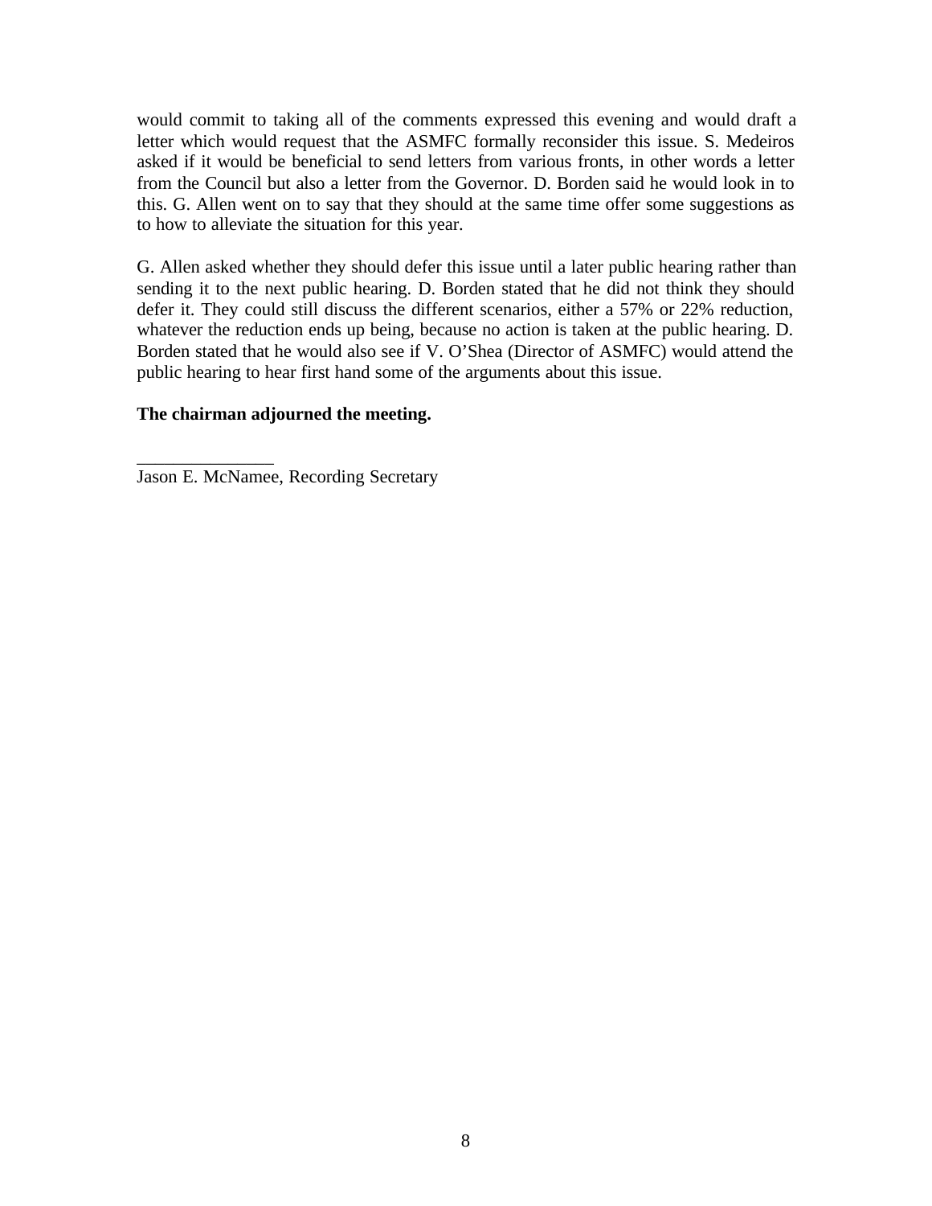would commit to taking all of the comments expressed this evening and would draft a letter which would request that the ASMFC formally reconsider this issue. S. Medeiros asked if it would be beneficial to send letters from various fronts, in other words a letter from the Council but also a letter from the Governor. D. Borden said he would look in to this. G. Allen went on to say that they should at the same time offer some suggestions as to how to alleviate the situation for this year.

G. Allen asked whether they should defer this issue until a later public hearing rather than sending it to the next public hearing. D. Borden stated that he did not think they should defer it. They could still discuss the different scenarios, either a 57% or 22% reduction, whatever the reduction ends up being, because no action is taken at the public hearing. D. Borden stated that he would also see if V. O'Shea (Director of ASMFC) would attend the public hearing to hear first hand some of the arguments about this issue.

**The chairman adjourned the meeting.**

_______________
Jason E. McNamee, Recording Secretary